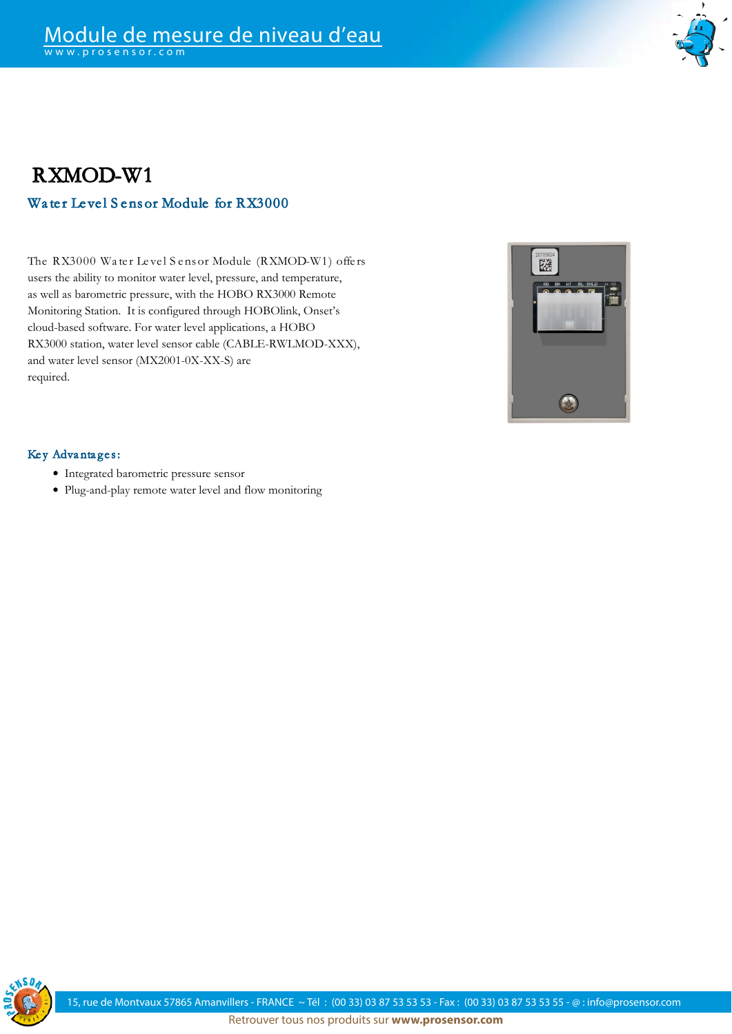# RXMOD-W1

## Water Level Sensor Module for RX3000

The RX3000 Water Level Sensor Module (RXMOD-W1) offers users the ability to monitor water level, pressure, and temperature, as well as barometric pressure, with the HOBO RX3000 Remote Monitoring Station. It is configured through HOBOlink, Onset's cloud-based software. For water level applications, a HOBO RX3000 station, water level sensor cable (CABLE-RWLMOD-XXX), and water level sensor (MX2001-0X-XX-S) are required.

### Key Advantages:

- Integrated barometric pressure sensor
- Plug-and-play remote water level and flow monitoring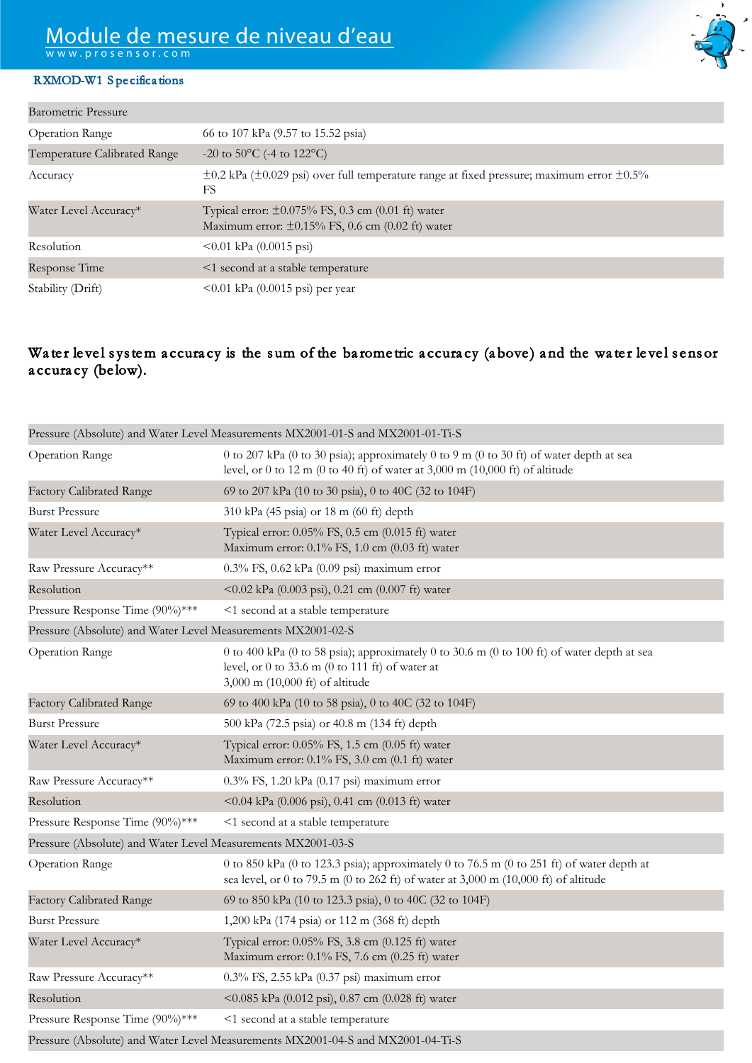## RXMOD-W1 Specifications

| Barometric Pressure | |
|---|---|
| Operation Range | 66 to 107 kPa (9.57 to 15.52 psia) |
| Temperature Calibrated Range | -20 to 50°C (-4 to 122°C) |
| Accuracy | ±0.2 kPa (±0.029 psi) over full temperature range at fixed pressure; maximum error ±0.5% FS |
| Water Level Accuracy* | Typical error: ±0.075% FS, 0.3 cm (0.01 ft) water<br>Maximum error: ±0.15% FS, 0.6 cm (0.02 ft) water |
| Resolution | <0.01 kPa (0.0015 psi) |
| Response Time | <1 second at a stable temperature |
| Stability (Drift) | <0.01 kPa (0.0015 psi) per year |

**Water level system accuracy is the sum of the barometric accuracy (above) and the water level sensor accuracy (below).**

| Pressure (Absolute) and Water Level Measurements MX2001-01-S and MX2001-01-Ti-S | |
|---|---|
| Operation Range | 0 to 207 kPa (0 to 30 psia); approximately 0 to 9 m (0 to 30 ft) of water depth at sea level, or 0 to 12 m (0 to 40 ft) of water at 3,000 m (10,000 ft) of altitude |
| Factory Calibrated Range | 69 to 207 kPa (10 to 30 psia), 0 to 40C (32 to 104F) |
| Burst Pressure | 310 kPa (45 psia) or 18 m (60 ft) depth |
| Water Level Accuracy* | Typical error: 0.05% FS, 0.5 cm (0.015 ft) water<br>Maximum error: 0.1% FS, 1.0 cm (0.03 ft) water |
| Raw Pressure Accuracy** | 0.3% FS, 0.62 kPa (0.09 psi) maximum error |
| Resolution | <0.02 kPa (0.003 psi), 0.21 cm (0.007 ft) water |
| Pressure Response Time (90%)*** | <1 second at a stable temperature |
| **Pressure (Absolute) and Water Level Measurements MX2001-02-S** | |
| Operation Range | 0 to 400 kPa (0 to 58 psia); approximately 0 to 30.6 m (0 to 100 ft) of water depth at sea level, or 0 to 33.6 m (0 to 111 ft) of water at 3,000 m (10,000 ft) of altitude |
| Factory Calibrated Range | 69 to 400 kPa (10 to 58 psia), 0 to 40C (32 to 104F) |
| Burst Pressure | 500 kPa (72.5 psia) or 40.8 m (134 ft) depth |
| Water Level Accuracy* | Typical error: 0.05% FS, 1.5 cm (0.05 ft) water<br>Maximum error: 0.1% FS, 3.0 cm (0.1 ft) water |
| Raw Pressure Accuracy** | 0.3% FS, 1.20 kPa (0.17 psi) maximum error |
| Resolution | <0.04 kPa (0.006 psi), 0.41 cm (0.013 ft) water |
| Pressure Response Time (90%)*** | <1 second at a stable temperature |
| **Pressure (Absolute) and Water Level Measurements MX2001-03-S** | |
| Operation Range | 0 to 850 kPa (0 to 123.3 psia); approximately 0 to 76.5 m (0 to 251 ft) of water depth at sea level, or 0 to 79.5 m (0 to 262 ft) of water at 3,000 m (10,000 ft) of altitude |
| Factory Calibrated Range | 69 to 850 kPa (10 to 123.3 psia), 0 to 40C (32 to 104F) |
| Burst Pressure | 1,200 kPa (174 psia) or 112 m (368 ft) depth |
| Water Level Accuracy* | Typical error: 0.05% FS, 3.8 cm (0.125 ft) water<br>Maximum error: 0.1% FS, 7.6 cm (0.25 ft) water |
| Raw Pressure Accuracy** | 0.3% FS, 2.55 kPa (0.37 psi) maximum error |
| Resolution | <0.085 kPa (0.012 psi), 0.87 cm (0.028 ft) water |
| Pressure Response Time (90%)*** | <1 second at a stable temperature |
| **Pressure (Absolute) and Water Level Measurements MX2001-04-S and MX2001-04-Ti-S** | |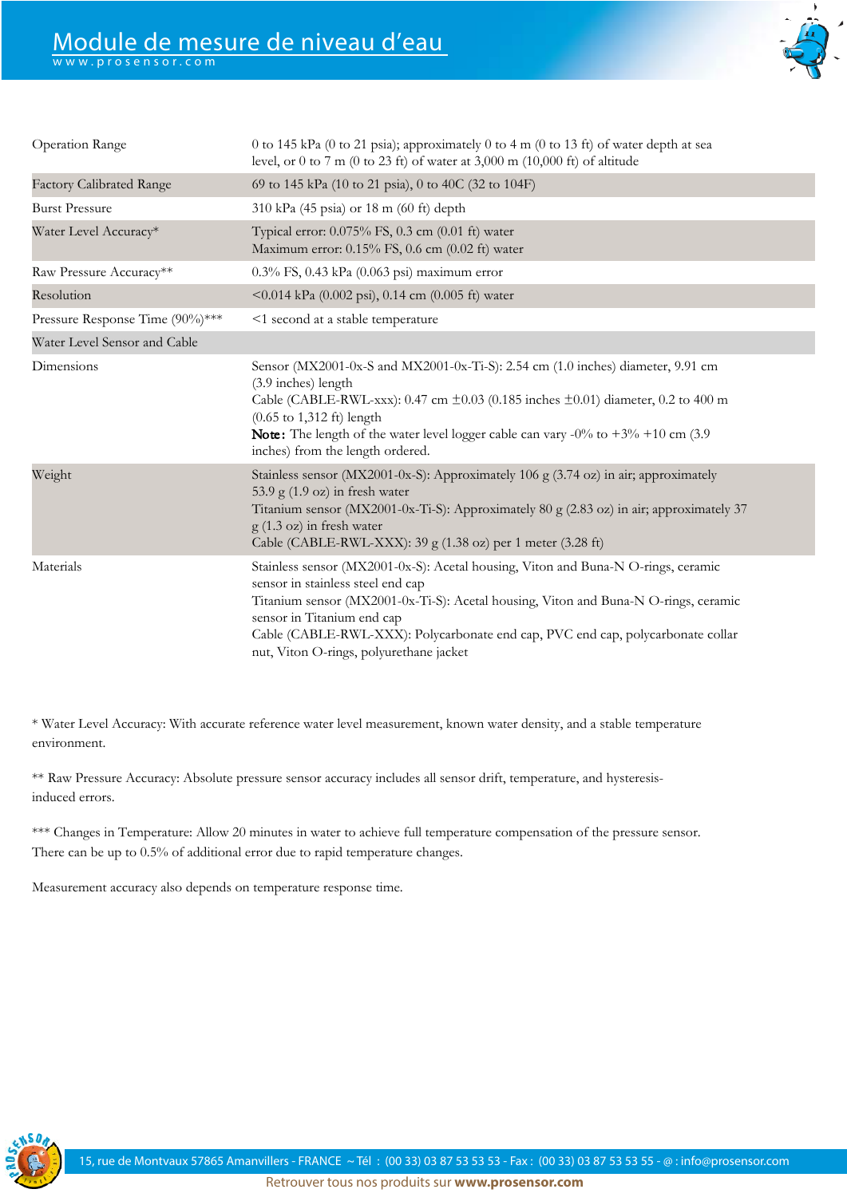| | |
|---|---|
| Operation Range | 0 to 145 kPa (0 to 21 psia); approximately 0 to 4 m (0 to 13 ft) of water depth at sea level, or 0 to 7 m (0 to 23 ft) of water at 3,000 m (10,000 ft) of altitude |
| Factory Calibrated Range | 69 to 145 kPa (10 to 21 psia), 0 to 40C (32 to 104F) |
| Burst Pressure | 310 kPa (45 psia) or 18 m (60 ft) depth |
| Water Level Accuracy* | Typical error: 0.075% FS, 0.3 cm (0.01 ft) water<br>Maximum error: 0.15% FS, 0.6 cm (0.02 ft) water |
| Raw Pressure Accuracy** | 0.3% FS, 0.43 kPa (0.063 psi) maximum error |
| Resolution | <0.014 kPa (0.002 psi), 0.14 cm (0.005 ft) water |
| Pressure Response Time (90%)*** | <1 second at a stable temperature |
| Water Level Sensor and Cable | |
| Dimensions | Sensor (MX2001-0x-S and MX2001-0x-Ti-S): 2.54 cm (1.0 inches) diameter, 9.91 cm (3.9 inches) length<br>Cable (CABLE-RWL-xxx): 0.47 cm ±0.03 (0.185 inches ±0.01) diameter, 0.2 to 400 m (0.65 to 1,312 ft) length<br>**Note:** The length of the water level logger cable can vary -0% to +3% +10 cm (3.9 inches) from the length ordered. |
| Weight | Stainless sensor (MX2001-0x-S): Approximately 106 g (3.74 oz) in air; approximately 53.9 g (1.9 oz) in fresh water<br>Titanium sensor (MX2001-0x-Ti-S): Approximately 80 g (2.83 oz) in air; approximately 37 g (1.3 oz) in fresh water<br>Cable (CABLE-RWL-XXX): 39 g (1.38 oz) per 1 meter (3.28 ft) |
| Materials | Stainless sensor (MX2001-0x-S): Acetal housing, Viton and Buna-N O-rings, ceramic sensor in stainless steel end cap<br>Titanium sensor (MX2001-0x-Ti-S): Acetal housing, Viton and Buna-N O-rings, ceramic sensor in Titanium end cap<br>Cable (CABLE-RWL-XXX): Polycarbonate end cap, PVC end cap, polycarbonate collar nut, Viton O-rings, polyurethane jacket |

* Water Level Accuracy: With accurate reference water level measurement, known water density, and a stable temperature environment.

** Raw Pressure Accuracy: Absolute pressure sensor accuracy includes all sensor drift, temperature, and hysteresis-induced errors.

*** Changes in Temperature: Allow 20 minutes in water to achieve full temperature compensation of the pressure sensor. There can be up to 0.5% of additional error due to rapid temperature changes.

Measurement accuracy also depends on temperature response time.